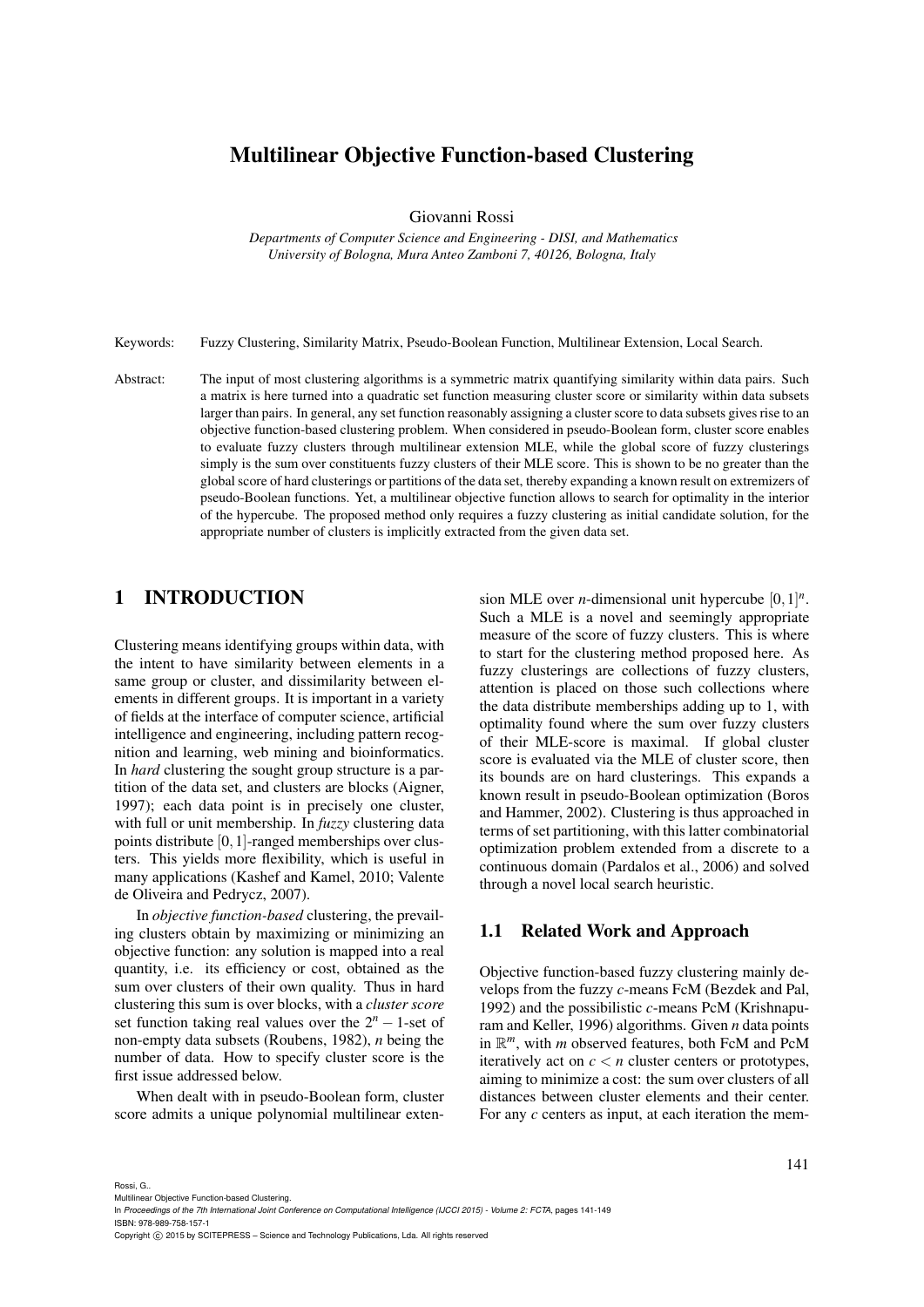# Multilinear Objective Function-based Clustering

Giovanni Rossi

*Departments of Computer Science and Engineering - DISI, and Mathematics*
*University of Bologna, Mura Anteo Zamboni 7, 40126, Bologna, Italy*

Keywords: Fuzzy Clustering, Similarity Matrix, Pseudo-Boolean Function, Multilinear Extension, Local Search.

Abstract: The input of most clustering algorithms is a symmetric matrix quantifying similarity within data pairs. Such a matrix is here turned into a quadratic set function measuring cluster score or similarity within data subsets larger than pairs. In general, any set function reasonably assigning a cluster score to data subsets gives rise to an objective function-based clustering problem. When considered in pseudo-Boolean form, cluster score enables to evaluate fuzzy clusters through multilinear extension MLE, while the global score of fuzzy clusterings simply is the sum over constituents fuzzy clusters of their MLE score. This is shown to be no greater than the global score of hard clusterings or partitions of the data set, thereby expanding a known result on extremizers of pseudo-Boolean functions. Yet, a multilinear objective function allows to search for optimality in the interior of the hypercube. The proposed method only requires a fuzzy clustering as initial candidate solution, for the appropriate number of clusters is implicitly extracted from the given data set.

## 1 INTRODUCTION

Clustering means identifying groups within data, with the intent to have similarity between elements in a same group or cluster, and dissimilarity between elements in different groups. It is important in a variety of fields at the interface of computer science, artificial intelligence and engineering, including pattern recognition and learning, web mining and bioinformatics. In *hard* clustering the sought group structure is a partition of the data set, and clusters are blocks (Aigner, 1997); each data point is in precisely one cluster, with full or unit membership. In *fuzzy* clustering data points distribute $[0,1]$-ranged memberships over clusters. This yields more flexibility, which is useful in many applications (Kashef and Kamel, 2010; Valente de Oliveira and Pedrycz, 2007).

In *objective function-based* clustering, the prevailing clusters obtain by maximizing or minimizing an objective function: any solution is mapped into a real quantity, i.e. its efficiency or cost, obtained as the sum over clusters of their own quality. Thus in hard clustering this sum is over blocks, with a *cluster score* set function taking real values over the $2^n - 1$-set of non-empty data subsets (Roubens, 1982), $n$ being the number of data. How to specify cluster score is the first issue addressed below.

When dealt with in pseudo-Boolean form, cluster score admits a unique polynomial multilinear extension MLE over $n$-dimensional unit hypercube $[0,1]^n$. Such a MLE is a novel and seemingly appropriate measure of the score of fuzzy clusters. This is where to start for the clustering method proposed here. As fuzzy clusterings are collections of fuzzy clusters, attention is placed on those such collections where the data distribute memberships adding up to 1, with optimality found where the sum over fuzzy clusters of their MLE-score is maximal. If global cluster score is evaluated via the MLE of cluster score, then its bounds are on hard clusterings. This expands a known result in pseudo-Boolean optimization (Boros and Hammer, 2002). Clustering is thus approached in terms of set partitioning, with this latter combinatorial optimization problem extended from a discrete to a continuous domain (Pardalos et al., 2006) and solved through a novel local search heuristic.

### 1.1 Related Work and Approach

Objective function-based fuzzy clustering mainly develops from the fuzzy $c$-means FcM (Bezdek and Pal, 1992) and the possibilistic $c$-means PcM (Krishnapuram and Keller, 1996) algorithms. Given $n$ data points in $\mathbb{R}^m$, with $m$ observed features, both FcM and PcM iteratively act on $c < n$ cluster centers or prototypes, aiming to minimize a cost: the sum over clusters of all distances between cluster elements and their center. For any $c$ centers as input, at each iteration the mem-

Rossi, G..
Multilinear Objective Function-based Clustering.
In *Proceedings of the 7th International Joint Conference on Computational Intelligence (IJCCI 2015) - Volume 2: FCTA*, pages 141-149
ISBN: 978-989-758-157-1
Copyright © 2015 by SCITEPRESS – Science and Technology Publications, Lda. All rights reserved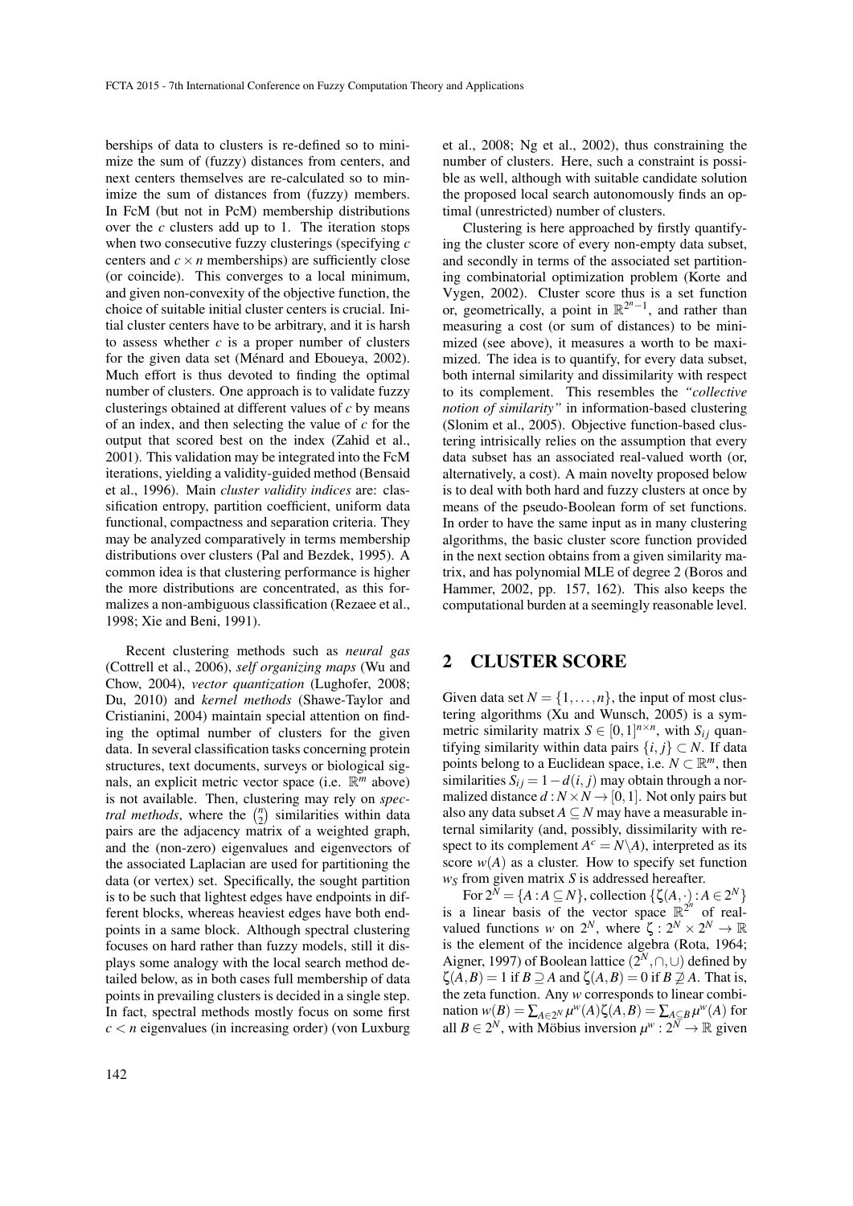berships of data to clusters is re-defined so to minimize the sum of (fuzzy) distances from centers, and next centers themselves are re-calculated so to minimize the sum of distances from (fuzzy) members. In FcM (but not in PcM) membership distributions over the $c$ clusters add up to 1. The iteration stops when two consecutive fuzzy clusterings (specifying $c$ centers and $c \times n$ memberships) are sufficiently close (or coincide). This converges to a local minimum, and given non-convexity of the objective function, the choice of suitable initial cluster centers is crucial. Initial cluster centers have to be arbitrary, and it is harsh to assess whether $c$ is a proper number of clusters for the given data set (Ménard and Eboueya, 2002). Much effort is thus devoted to finding the optimal number of clusters. One approach is to validate fuzzy clusterings obtained at different values of $c$ by means of an index, and then selecting the value of $c$ for the output that scored best on the index (Zahid et al., 2001). This validation may be integrated into the FcM iterations, yielding a validity-guided method (Bensaid et al., 1996). Main *cluster validity indices* are: classification entropy, partition coefficient, uniform data functional, compactness and separation criteria. They may be analyzed comparatively in terms membership distributions over clusters (Pal and Bezdek, 1995). A common idea is that clustering performance is higher the more distributions are concentrated, as this formalizes a non-ambiguous classification (Rezaee et al., 1998; Xie and Beni, 1991).

Recent clustering methods such as *neural gas* (Cottrell et al., 2006), *self organizing maps* (Wu and Chow, 2004), *vector quantization* (Lughofer, 2008; Du, 2010) and *kernel methods* (Shawe-Taylor and Cristianini, 2004) maintain special attention on finding the optimal number of clusters for the given data. In several classification tasks concerning protein structures, text documents, surveys or biological signals, an explicit metric vector space (i.e. $\mathbb{R}^m$ above) is not available. Then, clustering may rely on *spectral methods*, where the $\binom{n}{2}$ similarities within data pairs are the adjacency matrix of a weighted graph, and the (non-zero) eigenvalues and eigenvectors of the associated Laplacian are used for partitioning the data (or vertex) set. Specifically, the sought partition is to be such that lightest edges have endpoints in different blocks, whereas heaviest edges have both endpoints in a same block. Although spectral clustering focuses on hard rather than fuzzy models, still it displays some analogy with the local search method detailed below, as in both cases full membership of data points in prevailing clusters is decided in a single step. In fact, spectral methods mostly focus on some first $c < n$ eigenvalues (in increasing order) (von Luxburg et al., 2008; Ng et al., 2002), thus constraining the number of clusters. Here, such a constraint is possible as well, although with suitable candidate solution the proposed local search autonomously finds an optimal (unrestricted) number of clusters.

Clustering is here approached by firstly quantifying the cluster score of every non-empty data subset, and secondly in terms of the associated set partitioning combinatorial optimization problem (Korte and Vygen, 2002). Cluster score thus is a set function or, geometrically, a point in $\mathbb{R}^{2^n-1}$, and rather than measuring a cost (or sum of distances) to be minimized (see above), it measures a worth to be maximized. The idea is to quantify, for every data subset, both internal similarity and dissimilarity with respect to its complement. This resembles the *"collective notion of similarity"* in information-based clustering (Slonim et al., 2005). Objective function-based clustering intrisically relies on the assumption that every data subset has an associated real-valued worth (or, alternatively, a cost). A main novelty proposed below is to deal with both hard and fuzzy clusters at once by means of the pseudo-Boolean form of set functions. In order to have the same input as in many clustering algorithms, the basic cluster score function provided in the next section obtains from a given similarity matrix, and has polynomial MLE of degree 2 (Boros and Hammer, 2002, pp. 157, 162). This also keeps the computational burden at a seemingly reasonable level.

## 2 CLUSTER SCORE

Given data set $N = \{1, \ldots, n\}$, the input of most clustering algorithms (Xu and Wunsch, 2005) is a symmetric similarity matrix $S \in [0,1]^{n \times n}$, with $S_{ij}$ quantifying similarity within data pairs $\{i, j\} \subset N$. If data points belong to a Euclidean space, i.e. $N \subset \mathbb{R}^m$, then similarities $S_{ij} = 1 - d(i, j)$ may obtain through a normalized distance $d : N \times N \to [0,1]$. Not only pairs but also any data subset $A \subseteq N$ may have a measurable internal similarity (and, possibly, dissimilarity with respect to its complement $A^c = N \backslash A$), interpreted as its score $w(A)$ as a cluster. How to specify set function $w_S$ from given matrix $S$ is addressed hereafter.

For $2^N = \{A : A \subseteq N\}$, collection $\{\zeta(A, \cdot) : A \in 2^N\}$ is a linear basis of the vector space $\mathbb{R}^{2^n}$ of real-valued functions $w$ on $2^N$, where $\zeta : 2^N \times 2^N \to \mathbb{R}$ is the element of the incidence algebra (Rota, 1964; Aigner, 1997) of Boolean lattice $(2^N, \cap, \cup)$ defined by $\zeta(A, B) = 1$ if $B \supseteq A$ and $\zeta(A, B) = 0$ if $B \not\supseteq A$. That is, the zeta function. Any $w$ corresponds to linear combination $w(B) = \sum_{A \in 2^N} \mu^w(A)\zeta(A, B) = \sum_{A \subseteq B} \mu^w(A)$ for all $B \in 2^N$, with Möbius inversion $\mu^w : 2^N \to \mathbb{R}$ given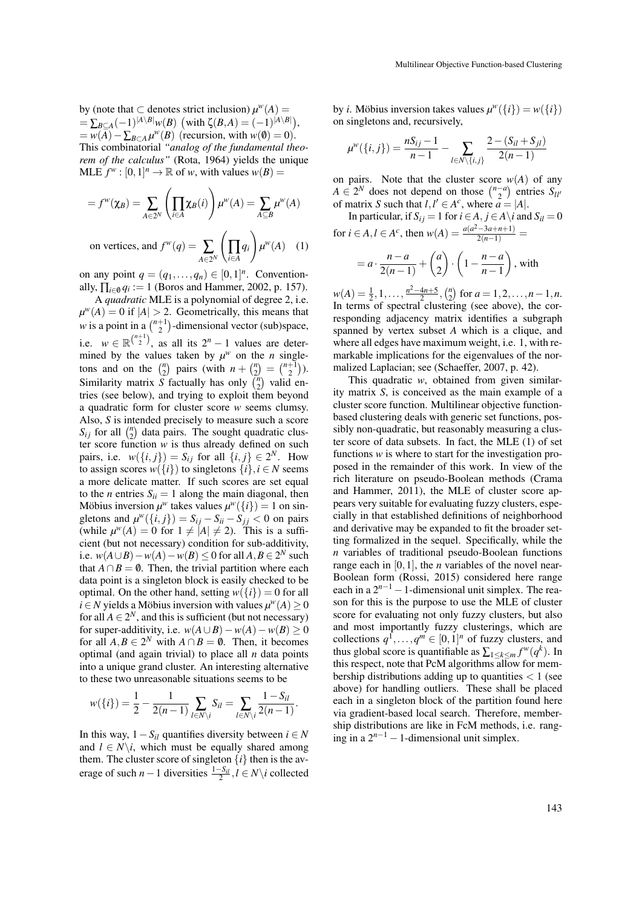by (note that $\subset$ denotes strict inclusion) $\mu^w(A) =$
$= \sum_{B \subseteq A} (-1)^{|A \setminus B|} w(B)$ $\left(\text{with } \zeta(B,A) = (-1)^{|A \setminus B|}\right)$,
$= w(A) - \sum_{B \subset A} \mu^w(B)$ (recursion, with $w(\emptyset) = 0$).
This combinatorial *"analog of the fundamental theorem of the calculus"* (Rota, 1964) yields the unique MLE $f^w : [0,1]^n \to \mathbb{R}$ of $w$, with values $w(B) =$

$$= f^w(\chi_B) = \sum_{A \in 2^N} \left( \prod_{i \in A} \chi_B(i) \right) \mu^w(A) = \sum_{A \subseteq B} \mu^w(A)$$

on vertices, and $f^w(q) = \sum_{A \in 2^N} \left( \prod_{i \in A} q_i \right) \mu^w(A) \quad (1)$

on any point $q = (q_1, \ldots, q_n) \in [0,1]^n$. Conventionally, $\prod_{i \in \emptyset} q_i := 1$ (Boros and Hammer, 2002, p. 157).

A *quadratic* MLE is a polynomial of degree 2, i.e. $\mu^w(A) = 0$ if $|A| > 2$. Geometrically, this means that $w$ is a point in a $\binom{n+1}{2}$-dimensional vector (sub)space, i.e. $w \in \mathbb{R}^{\binom{n+1}{2}}$, as all its $2^n - 1$ values are determined by the values taken by $\mu^w$ on the $n$ singletons and on the $\binom{n}{2}$ pairs (with $n + \binom{n}{2} = \binom{n+1}{2}$). Similarity matrix $S$ factually has only $\binom{n}{2}$ valid entries (see below), and trying to exploit them beyond a quadratic form for cluster score $w$ seems clumsy. Also, $S$ is intended precisely to measure such a score $S_{ij}$ for all $\binom{n}{2}$ data pairs. The sought quadratic cluster score function $w$ is thus already defined on such pairs, i.e. $w(\{i,j\}) = S_{ij}$ for all $\{i,j\} \in 2^N$. How to assign scores $w(\{i\})$ to singletons $\{i\}, i \in N$ seems a more delicate matter. If such scores are set equal to the $n$ entries $S_{ii} = 1$ along the main diagonal, then Möbius inversion $\mu^w$ takes values $\mu^w(\{i\}) = 1$ on singletons and $\mu^w(\{i,j\}) = S_{ij} - S_{ii} - S_{jj} < 0$ on pairs (while $\mu^w(A) = 0$ for $1 \neq |A| \neq 2$). This is a sufficient (but not necessary) condition for sub-additivity, i.e. $w(A \cup B) - w(A) - w(B) \leq 0$ for all $A, B \in 2^N$ such that $A \cap B = \emptyset$. Then, the trivial partition where each data point is a singleton block is easily checked to be optimal. On the other hand, setting $w(\{i\}) = 0$ for all $i \in N$ yields a Möbius inversion with values $\mu^w(A) \geq 0$ for all $A \in 2^N$, and this is sufficient (but not necessary) for super-additivity, i.e. $w(A \cup B) - w(A) - w(B) \geq 0$ for all $A, B \in 2^N$ with $A \cap B = \emptyset$. Then, it becomes optimal (and again trivial) to place all $n$ data points into a unique grand cluster. An interesting alternative to these two unreasonable situations seems to be

$$w(\{i\}) = \frac{1}{2} - \frac{1}{2(n-1)} \sum_{l \in N \setminus i} S_{il} = \sum_{l \in N \setminus i} \frac{1 - S_{il}}{2(n-1)}.$$

In this way, $1 - S_{il}$ quantifies diversity between $i \in N$ and $l \in N \setminus i$, which must be equally shared among them. The cluster score of singleton $\{i\}$ then is the average of such $n-1$ diversities $\frac{1-S_{il}}{2}, l \in N \setminus i$ collected by $i$. Möbius inversion takes values $\mu^w(\{i\}) = w(\{i\})$ on singletons and, recursively,

$$\mu^w(\{i,j\}) = \frac{nS_{ij} - 1}{n-1} - \sum_{l \in N \setminus \{i,j\}} \frac{2 - (S_{il} + S_{jl})}{2(n-1)}$$

on pairs. Note that the cluster score $w(A)$ of any $A \in 2^N$ does not depend on those $\binom{n-a}{2}$ entries $S_{ll'}$ of matrix $S$ such that $l, l' \in A^c$, where $a = |A|$.

In particular, if $S_{ij} = 1$ for $i \in A, j \in A \setminus i$ and $S_{il} = 0$ for $i \in A, l \in A^c$, then $w(A) = \frac{a(a^2 - 3a + n + 1)}{2(n-1)} =$

$$= a \cdot \frac{n-a}{2(n-1)} + \binom{a}{2} \cdot \left(1 - \frac{n-a}{n-1}\right), \text{ with}$$

$w(A) = \frac{1}{2}, 1, \ldots, \frac{n^2 - 4n + 5}{2}, \binom{n}{2}$ for $a = 1, 2, \ldots, n-1, n$. In terms of spectral clustering (see above), the corresponding adjacency matrix identifies a subgraph spanned by vertex subset $A$ which is a clique, and where all edges have maximum weight, i.e. 1, with remarkable implications for the eigenvalues of the normalized Laplacian; see (Schaeffer, 2007, p. 42).

This quadratic $w$, obtained from given similarity matrix $S$, is conceived as the main example of a cluster score function. Multilinear objective function-based clustering deals with generic set functions, possibly non-quadratic, but reasonably measuring a cluster score of data subsets. In fact, the MLE (1) of set functions $w$ is where to start for the investigation proposed in the remainder of this work. In view of the rich literature on pseudo-Boolean methods (Crama and Hammer, 2011), the MLE of cluster score appears very suitable for evaluating fuzzy clusters, especially in that established definitions of neighborhood and derivative may be expanded to fit the broader setting formalized in the sequel. Specifically, while the $n$ variables of traditional pseudo-Boolean functions range each in $[0,1]$, the $n$ variables of the novel near-Boolean form (Rossi, 2015) considered here range each in a $2^{n-1} - 1$-dimensional unit simplex. The reason for this is the purpose to use the MLE of cluster score for evaluating not only fuzzy clusters, but also and most importantly fuzzy clusterings, which are collections $q^1, \ldots, q^m \in [0,1]^n$ of fuzzy clusters, and thus global score is quantifiable as $\sum_{1 \leq k \leq m} f^w(q^k)$. In this respect, note that PcM algorithms allow for membership distributions adding up to quantities $< 1$ (see above) for handling outliers. These shall be placed each in a singleton block of the partition found here via gradient-based local search. Therefore, membership distributions are like in FcM methods, i.e. ranging in a $2^{n-1} - 1$-dimensional unit simplex.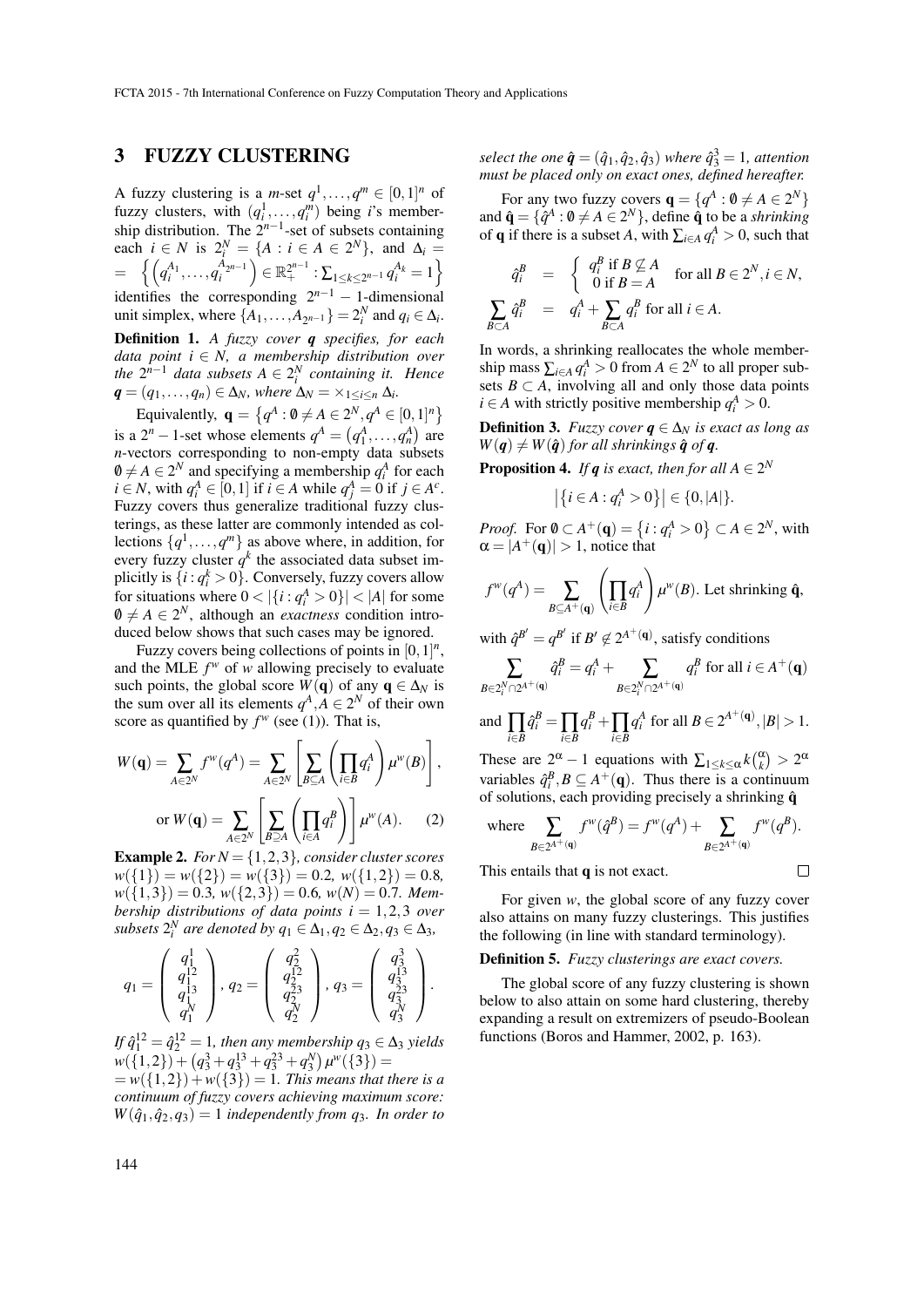## 3 FUZZY CLUSTERING

A fuzzy clustering is a $m$-set $q^1,\ldots,q^m \in [0,1]^n$ of fuzzy clusters, with $(q_i^1,\ldots,q_i^m)$ being $i$'s membership distribution. The $2^{n-1}$-set of subsets containing each $i \in N$ is $2_i^N = \{A : i \in A \in 2^N\}$, and $\Delta_i = \left\{\left(q_i^{A_1},\ldots,q_i^{A_{2^{n-1}}}\right) \in \mathbb{R}_+^{2^{n-1}} : \sum_{1\leq k\leq 2^{n-1}} q_i^{A_k} = 1\right\}$ identifies the corresponding $2^{n-1}-1$-dimensional unit simplex, where $\{A_1,\ldots,A_{2^{n-1}}\} = 2_i^N$ and $q_i \in \Delta_i$.

**Definition 1.** *A fuzzy cover $\boldsymbol{q}$ specifies, for each data point $i \in N$, a membership distribution over the $2^{n-1}$ data subsets $A \in 2_i^N$ containing it. Hence $\boldsymbol{q} = (q_1,\ldots,q_n) \in \Delta_N$, where $\Delta_N = \times_{1\leq i\leq n} \Delta_i$.*

Equivalently, $\mathbf{q} = \left\{q^A : \emptyset \neq A \in 2^N, q^A \in [0,1]^n\right\}$ is a $2^n-1$-set whose elements $q^A = \left(q_1^A,\ldots,q_n^A\right)$ are $n$-vectors corresponding to non-empty data subsets $\emptyset \neq A \in 2^N$ and specifying a membership $q_i^A$ for each $i \in N$, with $q_i^A \in [0,1]$ if $i \in A$ while $q_j^A = 0$ if $j \in A^c$. Fuzzy covers thus generalize traditional fuzzy clusterings, as these latter are commonly intended as collections $\{q^1,\ldots,q^m\}$ as above where, in addition, for every fuzzy cluster $q^k$ the associated data subset implicitly is $\{i : q_i^k > 0\}$. Conversely, fuzzy covers allow for situations where $0 < |\{i : q_i^A > 0\}| < |A|$ for some $\emptyset \neq A \in 2^N$, although an *exactness* condition introduced below shows that such cases may be ignored.

Fuzzy covers being collections of points in $[0,1]^n$, and the MLE $f^w$ of $w$ allowing precisely to evaluate such points, the global score $W(\mathbf{q})$ of any $\mathbf{q} \in \Delta_N$ is the sum over all its elements $q^A, A \in 2^N$ of their own score as quantified by $f^w$ (see (1)). That is,

$$W(\mathbf{q}) = \sum_{A\in 2^N} f^w(q^A) = \sum_{A\in 2^N}\left[\sum_{B\subseteq A}\left(\prod_{i\in B} q_i^A\right)\mu^w(B)\right],$$

$$\text{or } W(\mathbf{q}) = \sum_{A\in 2^N}\left[\sum_{B\supseteq A}\left(\prod_{i\in A} q_i^B\right)\right]\mu^w(A). \qquad (2)$$

**Example 2.** *For $N = \{1,2,3\}$, consider cluster scores $w(\{1\}) = w(\{2\}) = w(\{3\}) = 0.2$, $w(\{1,2\}) = 0.8$, $w(\{1,3\}) = 0.3$, $w(\{2,3\}) = 0.6$, $w(N) = 0.7$. Membership distributions of data points $i = 1,2,3$ over subsets $2_i^N$ are denoted by $q_1 \in \Delta_1, q_2 \in \Delta_2, q_3 \in \Delta_3$,*

$$q_1 = \begin{pmatrix} q_1^1 \\ q_1^{12} \\ q_1^{13} \\ q_1^N \end{pmatrix}, \; q_2 = \begin{pmatrix} q_2^2 \\ q_2^{12} \\ q_2^{23} \\ q_2^N \end{pmatrix}, \; q_3 = \begin{pmatrix} q_3^3 \\ q_3^{13} \\ q_3^{23} \\ q_3^N \end{pmatrix}.$$

*If $\hat{q}_1^{12} = \hat{q}_2^{12} = 1$, then any membership $q_3 \in \Delta_3$ yields $w(\{1,2\}) + \left(q_3^3 + q_3^{13} + q_3^{23} + q_3^N\right)\mu^w(\{3\}) =$ $= w(\{1,2\}) + w(\{3\}) = 1$. This means that there is a continuum of fuzzy covers achieving maximum score: $W(\hat{q}_1, \hat{q}_2, q_3) = 1$ independently from $q_3$. In order to select the one $\hat{\boldsymbol{q}} = (\hat{q}_1, \hat{q}_2, \hat{q}_3)$ where $\hat{q}_3^3 = 1$, attention must be placed only on exact ones, defined hereafter.*

For any two fuzzy covers $\mathbf{q} = \{q^A : \emptyset \neq A \in 2^N\}$ and $\hat{\mathbf{q}} = \{\hat{q}^A : \emptyset \neq A \in 2^N\}$, define $\hat{\mathbf{q}}$ to be a *shrinking* of $\mathbf{q}$ if there is a subset $A$, with $\sum_{i\in A} q_i^A > 0$, such that

$$\hat{q}_i^B = \begin{cases} q_i^B \text{ if } B \not\subseteq A \\ 0 \text{ if } B = A \end{cases} \quad \text{for all } B \in 2^N, i \in N,$$

$$\sum_{B\subset A} \hat{q}_i^B = q_i^A + \sum_{B\subset A} q_i^B \text{ for all } i \in A.$$

In words, a shrinking reallocates the whole membership mass $\sum_{i\in A} q_i^A > 0$ from $A \in 2^N$ to all proper subsets $B \subset A$, involving all and only those data points $i \in A$ with strictly positive membership $q_i^A > 0$.

**Definition 3.** *Fuzzy cover $\boldsymbol{q} \in \Delta_N$ is exact as long as $W(\boldsymbol{q}) \neq W(\hat{\boldsymbol{q}})$ for all shrinkings $\hat{\boldsymbol{q}}$ of $\boldsymbol{q}$.*

**Proposition 4.** *If $\boldsymbol{q}$ is exact, then for all $A \in 2^N$*

$$\left|\left\{i \in A : q_i^A > 0\right\}\right| \in \{0, |A|\}.$$

*Proof.* For $\emptyset \subset A^+(\mathbf{q}) = \left\{i : q_i^A > 0\right\} \subset A \in 2^N$, with $\alpha = |A^+(\mathbf{q})| > 1$, notice that

$$f^w(q^A) = \sum_{B\subseteq A^+(\mathbf{q})}\left(\prod_{i\in B} q_i^A\right)\mu^w(B). \text{ Let shrinking } \hat{\mathbf{q}},$$

with $\hat{q}^{B'} = q^{B'}$ if $B' \notin 2^{A^+(\mathbf{q})}$, satisfy conditions

$$\sum_{B\in 2_i^N\cap 2^{A^+(\mathbf{q})}} \hat{q}_i^B = q_i^A + \sum_{B\in 2_i^N\cap 2^{A^+(\mathbf{q})}} q_i^B \text{ for all } i \in A^+(\mathbf{q})$$

$$\text{and } \prod_{i\in B} \hat{q}_i^B = \prod_{i\in B} q_i^B + \prod_{i\in B} q_i^A \text{ for all } B \in 2^{A^+(\mathbf{q})}, |B| > 1.$$

These are $2^\alpha - 1$ equations with $\sum_{1\leq k\leq\alpha} k\binom{\alpha}{k} > 2^\alpha$ variables $\hat{q}_i^B, B \subseteq A^+(\mathbf{q})$. Thus there is a continuum of solutions, each providing precisely a shrinking $\hat{\mathbf{q}}$

$$\text{where } \sum_{B\in 2^{A^+(\mathbf{q})}} f^w(\hat{q}^B) = f^w(q^A) + \sum_{B\in 2^{A^+(\mathbf{q})}} f^w(q^B).$$

This entails that $\mathbf{q}$ is not exact. $\square$

For given $w$, the global score of any fuzzy cover also attains on many fuzzy clusterings. This justifies the following (in line with standard terminology).

**Definition 5.** *Fuzzy clusterings are exact covers.*

The global score of any fuzzy clustering is shown below to also attain on some hard clustering, thereby expanding a result on extremizers of pseudo-Boolean functions (Boros and Hammer, 2002, p. 163).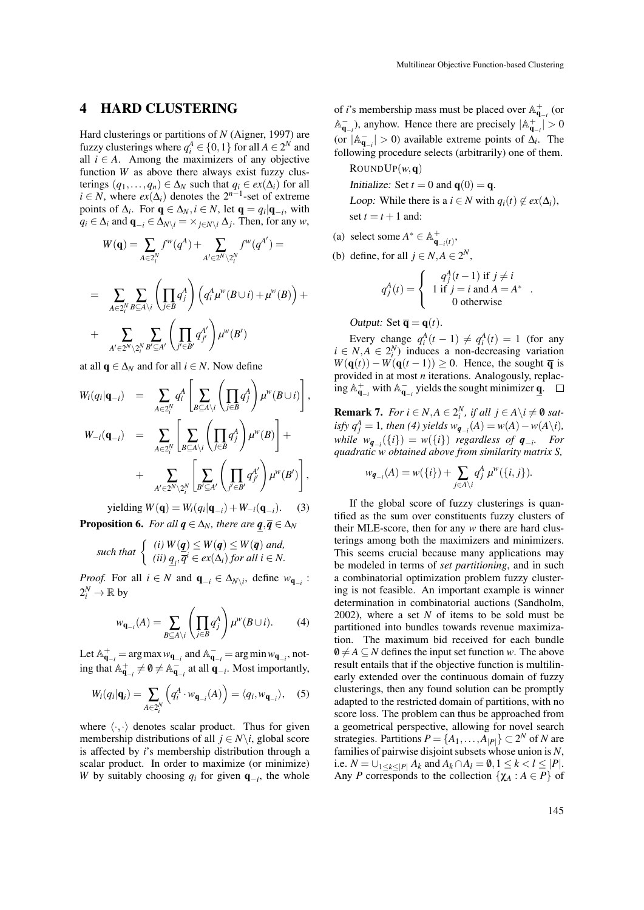## 4 HARD CLUSTERING

Hard clusterings or partitions of $N$ (Aigner, 1997) are fuzzy clusterings where $q_i^A \in \{0,1\}$ for all $A \in 2^N$ and all $i \in A$. Among the maximizers of any objective function $W$ as above there always exist fuzzy clusterings $(q_1,\ldots,q_n) \in \Delta_N$ such that $q_i \in ex(\Delta_i)$ for all $i \in N$, where $ex(\Delta_i)$ denotes the $2^{n-1}$-set of extreme points of $\Delta_i$. For $\mathbf{q} \in \Delta_N, i \in N$, let $\mathbf{q} = q_i|\mathbf{q}_{-i}$, with $q_i \in \Delta_i$ and $\mathbf{q}_{-i} \in \Delta_{N\setminus i} = \times_{j \in N\setminus i} \Delta_j$. Then, for any $w$,

$$W(\mathbf{q}) = \sum_{A \in 2_i^N} f^w(q^A) + \sum_{A' \in 2^N \setminus 2_i^N} f^w(q^{A'}) =$$

$$= \sum_{A \in 2_i^N} \sum_{B \subseteq A\setminus i} \left(\prod_{j \in B} q_j^A\right)\left(q_i^A \mu^w(B \cup i) + \mu^w(B)\right) +$$

$$+ \sum_{A' \in 2^N \setminus 2_i^N} \sum_{B' \subseteq A'} \left(\prod_{j' \in B'} q_{j'}^{A'}\right) \mu^w(B')$$

at all $\mathbf{q} \in \Delta_N$ and for all $i \in N$. Now define

$$W_i(q_i|\mathbf{q}_{-i}) = \sum_{A \in 2_i^N} q_i^A \left[\sum_{B \subseteq A\setminus i} \left(\prod_{j \in B} q_j^A\right) \mu^w(B \cup i)\right],$$

$$W_{-i}(\mathbf{q}_{-i}) = \sum_{A \in 2_i^N} \left[\sum_{B \subseteq A\setminus i} \left(\prod_{j \in B} q_j^A\right) \mu^w(B)\right] + \sum_{A' \in 2^N \setminus 2_i^N} \left[\sum_{B' \subseteq A'} \left(\prod_{j' \in B'} q_{j'}^{A'}\right) \mu^w(B')\right],$$

yielding $W(\mathbf{q}) = W_i(q_i|\mathbf{q}_{-i}) + W_{-i}(\mathbf{q}_{-i})$. (3)

**Proposition 6.** *For all $\mathbf{q} \in \Delta_N$, there are $\underline{\mathbf{q}}, \overline{\mathbf{q}} \in \Delta_N$ such that*

*(i) $W(\underline{\mathbf{q}}) \le W(\mathbf{q}) \le W(\overline{\mathbf{q}})$ and,*
*(ii) $\underline{q}_i, \overline{q}^i \in ex(\Delta_i)$ for all $i \in N$.*

*Proof.* For all $i \in N$ and $\mathbf{q}_{-i} \in \Delta_{N\setminus i}$, define $w_{\mathbf{q}_{-i}} : 2_i^N \to \mathbb{R}$ by

$$w_{\mathbf{q}_{-i}}(A) = \sum_{B \subseteq A\setminus i} \left(\prod_{j \in B} q_j^A\right) \mu^w(B \cup i). \quad (4)$$

Let $\mathbb{A}^+_{\mathbf{q}_{-i}} = \arg\max w_{\mathbf{q}_{-i}}$ and $\mathbb{A}^-_{\mathbf{q}_{-i}} = \arg\min w_{\mathbf{q}_{-i}}$, noting that $\mathbb{A}^+_{\mathbf{q}_{-i}} \neq \emptyset \neq \mathbb{A}^-_{\mathbf{q}_{-i}}$ at all $\mathbf{q}_{-i}$. Most importantly,

$$W_i(q_i|\mathbf{q}_i) = \sum_{A \in 2_i^N} \left(q_i^A \cdot w_{\mathbf{q}_{-i}}(A)\right) = \langle q_i, w_{\mathbf{q}_{-i}} \rangle, \quad (5)$$

where $\langle \cdot,\cdot \rangle$ denotes scalar product. Thus for given membership distributions of all $j \in N\setminus i$, global score is affected by $i$'s membership distribution through a scalar product. In order to maximize (or minimize) $W$ by suitably choosing $q_i$ for given $\mathbf{q}_{-i}$, the whole of $i$'s membership mass must be placed over $\mathbb{A}^+_{\mathbf{q}_{-i}}$ (or $\mathbb{A}^-_{\mathbf{q}_{-i}}$), anyhow. Hence there are precisely $|\mathbb{A}^+_{\mathbf{q}_{-i}}| > 0$ (or $|\mathbb{A}^-_{\mathbf{q}_{-i}}| > 0$) available extreme points of $\Delta_i$. The following procedure selects (arbitrarily) one of them.

ROUNDUP$(w, \mathbf{q})$

*Initialize:* Set $t = 0$ and $\mathbf{q}(0) = \mathbf{q}$.

*Loop:* While there is a $i \in N$ with $q_i(t) \notin ex(\Delta_i)$, set $t = t+1$ and:

(a) select some $A^* \in \mathbb{A}^+_{\mathbf{q}_{-i}(t)}$,

(b) define, for all $j \in N, A \in 2^N$,

$$q_j^A(t) = \begin{cases} q_j^A(t-1) \text{ if } j \neq i \\ 1 \text{ if } j = i \text{ and } A = A^* \\ 0 \text{ otherwise} \end{cases}.$$

*Output:* Set $\overline{\mathbf{q}} = \mathbf{q}(t)$.

Every change $q_i^A(t-1) \neq q_i^A(t) = 1$ (for any $i \in N, A \in 2_i^N$) induces a non-decreasing variation $W(\mathbf{q}(t)) - W(\mathbf{q}(t-1)) \geq 0$. Hence, the sought $\overline{\mathbf{q}}$ is provided in at most $n$ iterations. Analogously, replacing $\mathbb{A}^+_{\mathbf{q}_{-i}}$ with $\mathbb{A}^-_{\mathbf{q}_{-i}}$ yields the sought minimizer $\underline{\mathbf{q}}$. $\square$

**Remark 7.** *For $i \in N, A \in 2_i^N$, if all $j \in A\setminus i \neq \emptyset$ satisfy $q_j^A = 1$, then (4) yields $w_{\mathbf{q}_{-i}}(A) = w(A) - w(A\setminus i)$, while $w_{\mathbf{q}_{-i}}(\{i\}) = w(\{i\})$ regardless of $\mathbf{q}_{-i}$. For quadratic $w$ obtained above from similarity matrix $S$,*

$$w_{\mathbf{q}_{-i}}(A) = w(\{i\}) + \sum_{j \in A\setminus i} q_j^A \, \mu^w(\{i,j\}).$$

If the global score of fuzzy clusterings is quantified as the sum over constituents fuzzy clusters of their MLE-score, then for any $w$ there are hard clusterings among both the maximizers and minimizers. This seems crucial because many applications may be modeled in terms of *set partitioning*, and in such a combinatorial optimization problem fuzzy clustering is not feasible. An important example is winner determination in combinatorial auctions (Sandholm, 2002), where a set $N$ of items to be sold must be partitioned into bundles towards revenue maximization. The maximum bid received for each bundle $\emptyset \neq A \subseteq N$ defines the input set function $w$. The above result entails that if the objective function is multilinearly extended over the continuous domain of fuzzy clusterings, then any found solution can be promptly adapted to the restricted domain of partitions, with no score loss. The problem can thus be approached from a geometrical perspective, allowing for novel search strategies. Partitions $P = \{A_1,\ldots,A_{|P|}\} \subset 2^N$ of $N$ are families of pairwise disjoint subsets whose union is $N$, i.e. $N = \cup_{1 \le k \le |P|} A_k$ and $A_k \cap A_l = \emptyset, 1 \le k < l \le |P|$. Any $P$ corresponds to the collection $\{\chi_A : A \in P\}$ of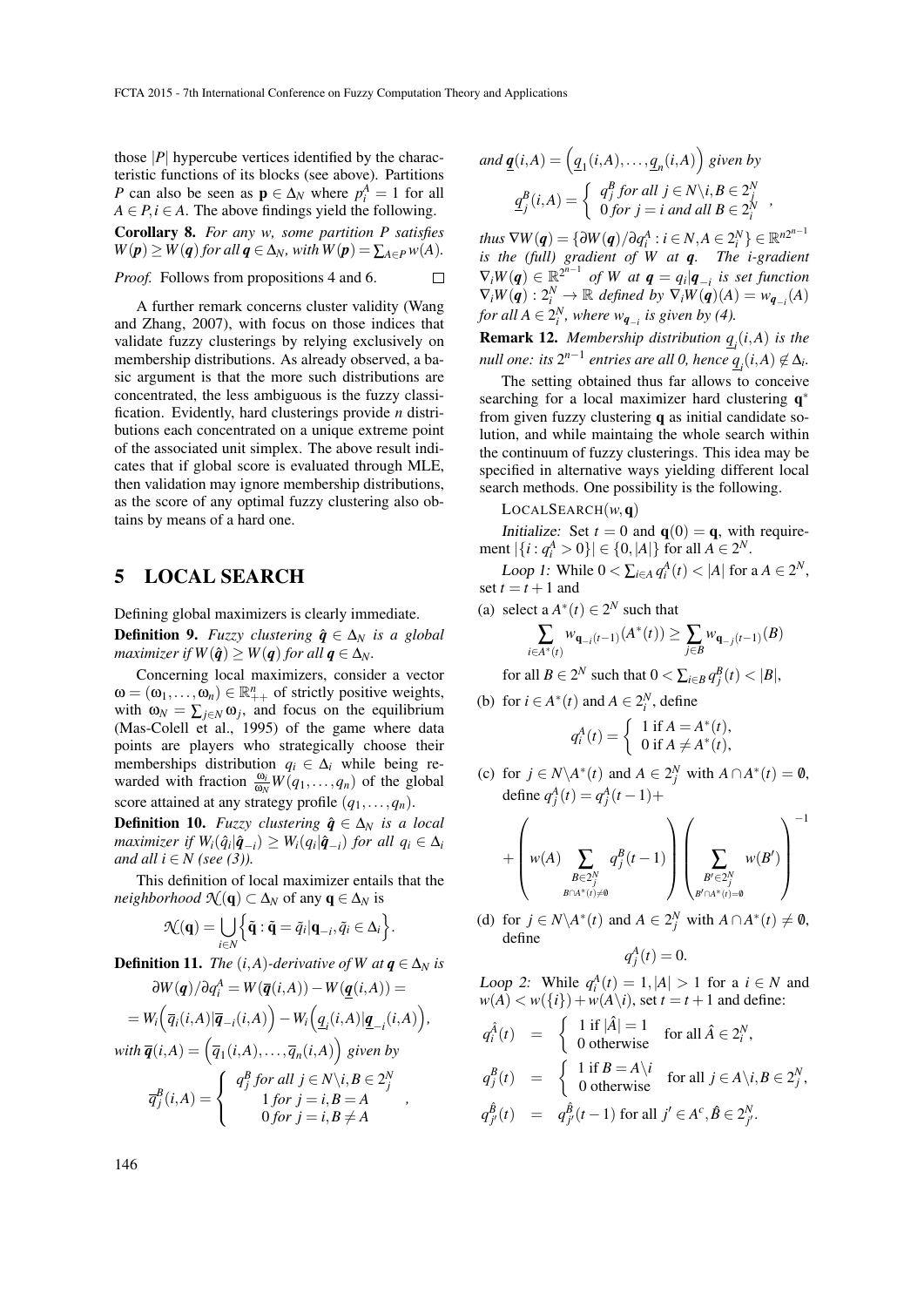those $|P|$ hypercube vertices identified by the characteristic functions of its blocks (see above). Partitions $P$ can also be seen as $\mathbf{p} \in \Delta_N$ where $p_i^A = 1$ for all $A \in P, i \in A$. The above findings yield the following.

**Corollary 8.** *For any $w$, some partition $P$ satisfies $W(\boldsymbol{p}) \geq W(\boldsymbol{q})$ for all $\boldsymbol{q} \in \Delta_N$, with $W(\boldsymbol{p}) = \sum_{A \in P} w(A)$.*

*Proof.* Follows from propositions 4 and 6. □

A further remark concerns cluster validity (Wang and Zhang, 2007), with focus on those indices that validate fuzzy clusterings by relying exclusively on membership distributions. As already observed, a basic argument is that the more such distributions are concentrated, the less ambiguous is the fuzzy classification. Evidently, hard clusterings provide $n$ distributions each concentrated on a unique extreme point of the associated unit simplex. The above result indicates that if global score is evaluated through MLE, then validation may ignore membership distributions, as the score of any optimal fuzzy clustering also obtains by means of a hard one.

# 5 LOCAL SEARCH

Defining global maximizers is clearly immediate.

**Definition 9.** *Fuzzy clustering $\hat{\boldsymbol{q}} \in \Delta_N$ is a global maximizer if $W(\hat{\boldsymbol{q}}) \geq W(\boldsymbol{q})$ for all $\boldsymbol{q} \in \Delta_N$.*

Concerning local maximizers, consider a vector $\omega = (\omega_1, \ldots, \omega_n) \in \mathbb{R}^n_{++}$ of strictly positive weights, with $\omega_N = \sum_{j \in N} \omega_j$, and focus on the equilibrium (Mas-Colell et al., 1995) of the game where data points are players who strategically choose their memberships distribution $q_i \in \Delta_i$ while being rewarded with fraction $\frac{\omega_i}{\omega_N} W(q_1, \ldots, q_n)$ of the global score attained at any strategy profile $(q_1, \ldots, q_n)$.

**Definition 10.** *Fuzzy clustering $\hat{\boldsymbol{q}} \in \Delta_N$ is a local maximizer if $W_i(\hat{q}_i|\hat{\boldsymbol{q}}_{-i}) \geq W_i(q_i|\hat{\boldsymbol{q}}_{-i})$ for all $q_i \in \Delta_i$ and all $i \in N$ (see (3)).*

This definition of local maximizer entails that the *neighborhood* $\mathcal{N}(\mathbf{q}) \subset \Delta_N$ of any $\mathbf{q} \in \Delta_N$ is

$$\mathcal{N}(\mathbf{q}) = \bigcup_{i \in N} \left\{ \tilde{\mathbf{q}} : \tilde{\mathbf{q}} = \tilde{q}_i | \mathbf{q}_{-i}, \tilde{q}_i \in \Delta_i \right\}.$$

**Definition 11.** *The $(i,A)$-derivative of $W$ at $\boldsymbol{q} \in \Delta_N$ is*

$$\partial W(\boldsymbol{q})/\partial q_i^A = W(\overline{\boldsymbol{q}}(i,A)) - W(\underline{\boldsymbol{q}}(i,A)) =$$

$$= W_i\Big(\overline{q}_i(i,A)|\overline{\boldsymbol{q}}_{-i}(i,A)\Big) - W_i\Big(\underline{q}_i(i,A)|\underline{\boldsymbol{q}}_{-i}(i,A)\Big),$$

*with $\overline{\boldsymbol{q}}(i,A) = \Big(\overline{q}_1(i,A), \ldots, \overline{q}_n(i,A)\Big)$ given by*

$$\overline{q}_j^B(i,A) = \begin{cases} q_j^B \text{ for all } j \in N \backslash i, B \in 2^N_j \\ 1 \text{ for } j = i, B = A \\ 0 \text{ for } j = i, B \neq A \end{cases},$$

*and $\underline{\boldsymbol{q}}(i,A) = \Big(\underline{q}_1(i,A), \ldots, \underline{q}_n(i,A)\Big)$ given by*

$$\underline{q}_j^B(i,A) = \begin{cases} q_j^B \text{ for all } j \in N \backslash i, B \in 2^N_j \\ 0 \text{ for } j = i \text{ and all } B \in 2^N_i \end{cases},$$

*thus $\nabla W(\boldsymbol{q}) = \{\partial W(\boldsymbol{q})/\partial q_i^A : i \in N, A \in 2^N_i\} \in \mathbb{R}^{n2^{n-1}}$ is the (full) gradient of $W$ at $\boldsymbol{q}$. The $i$-gradient $\nabla_i W(\boldsymbol{q}) \in \mathbb{R}^{2^{n-1}}$ of $W$ at $\boldsymbol{q} = q_i|\boldsymbol{q}_{-i}$ is set function $\nabla_i W(\boldsymbol{q}) : 2^N_i \to \mathbb{R}$ defined by $\nabla_i W(\boldsymbol{q})(A) = w_{\boldsymbol{q}_{-i}}(A)$ for all $A \in 2^N_i$, where $w_{\boldsymbol{q}_{-i}}$ is given by (4).*

**Remark 12.** *Membership distribution $\underline{q}_i(i,A)$ is the null one: its $2^{n-1}$ entries are all 0, hence $\underline{q}_i(i,A) \notin \Delta_i$.*

The setting obtained thus far allows to conceive searching for a local maximizer hard clustering $\mathbf{q}^*$ from given fuzzy clustering $\mathbf{q}$ as initial candidate solution, and while maintaing the whole search within the continuum of fuzzy clusterings. This idea may be specified in alternative ways yielding different local search methods. One possibility is the following.

LOCALSEARCH$(w, \mathbf{q})$

*Initialize:* Set $t = 0$ and $\mathbf{q}(0) = \mathbf{q}$, with requirement $|\{i : q_i^A > 0\}| \in \{0, |A|\}$ for all $A \in 2^N$.

*Loop 1:* While $0 < \sum_{i \in A} q_i^A(t) < |A|$ for a $A \in 2^N$, set $t = t + 1$ and

(a) select a $A^*(t) \in 2^N$ such that

$$\sum_{i \in A^*(t)} w_{\mathbf{q}_{-i}(t-1)}(A^*(t)) \geq \sum_{j \in B} w_{\mathbf{q}_{-j}(t-1)}(B)$$

for all $B \in 2^N$ such that $0 < \sum_{i \in B} q_j^B(t) < |B|$,

(b) for $i \in A^*(t)$ and $A \in 2^N_i$, define

$$q_i^A(t) = \begin{cases} 1 \text{ if } A = A^*(t), \\ 0 \text{ if } A \neq A^*(t), \end{cases}$$

(c) for $j \in N \backslash A^*(t)$ and $A \in 2^N_j$ with $A \cap A^*(t) = \emptyset$, define $q_j^A(t) = q_j^A(t-1) +$

$$+ \left( w(A) \sum_{\substack{B \in 2^N_j \\ B \cap A^*(t) \neq \emptyset}} q_j^B(t-1) \right) \left( \sum_{\substack{B' \in 2^N_j \\ B' \cap A^*(t) = \emptyset}} w(B') \right)^{-1}$$

(d) for $j \in N \backslash A^*(t)$ and $A \in 2^N_j$ with $A \cap A^*(t) \neq \emptyset$, define

$$q_j^A(t) = 0.$$

*Loop 2:* While $q_i^A(t) = 1, |A| > 1$ for a $i \in N$ and $w(A) < w(\{i\}) + w(A \backslash i)$, set $t = t + 1$ and define:

$$q_i^{\hat{A}}(t) = \begin{cases} 1 \text{ if } |\hat{A}| = 1 \\ 0 \text{ otherwise} \end{cases} \text{ for all } \hat{A} \in 2^N_i,$$

$$q_j^B(t) = \begin{cases} 1 \text{ if } B = A \backslash i \\ 0 \text{ otherwise} \end{cases} \text{ for all } j \in A \backslash i, B \in 2^N_j,$$

$$q_{j'}^{\hat{B}}(t) = q_{j'}^{\hat{B}}(t-1) \text{ for all } j' \in A^c, \hat{B} \in 2^N_{j'}.$$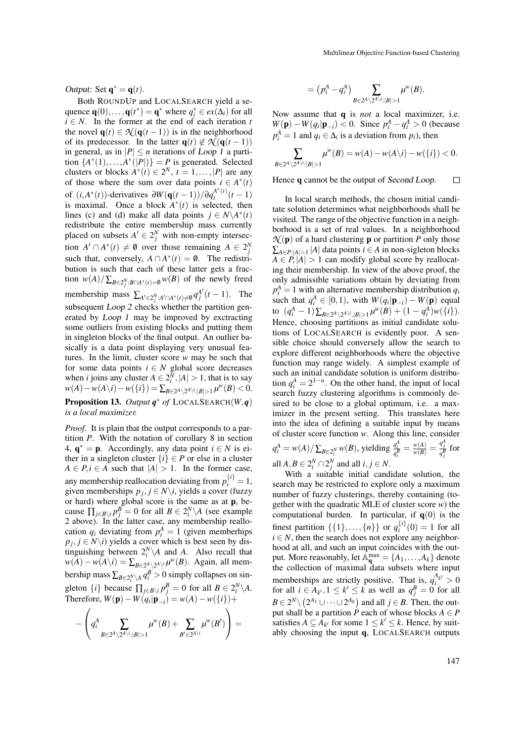*Output:* Set $\mathbf{q}^* = \mathbf{q}(t)$.

Both ROUNDUP and LOCALSEARCH yield a sequence $\mathbf{q}(0),\ldots,\mathbf{q}(t^*) = \mathbf{q}^*$ where $q_i^* \in ex(\Delta_i)$ for all $i \in N$. In the former at the end of each iteration $t$ the novel $\mathbf{q}(t) \in \mathcal{N}(\mathbf{q}(t-1))$ is in the neighborhood of its predecessor. In the latter $\mathbf{q}(t) \notin \mathcal{N}(\mathbf{q}(t-1))$ in general, as in $|P| \leq n$ iterations of *Loop 1* a partition $\{A^*(1),\ldots,A^*(|P|)\} = P$ is generated. Selected clusters or blocks $A^*(t) \in 2^N$, $t = 1,\ldots,|P|$ are any of those where the sum over data points $i \in A^*(t)$ of $(i, A^*(t))$-derivatives $\partial W(\mathbf{q}(t-1))/\partial q_i^{A^*(t)}(t-1)$ is maximal. Once a block $A^*(t)$ is selected, then lines (c) and (d) make all data points $j \in N \backslash A^*(t)$ redistribute the entire membership mass currently placed on subsets $A' \in 2_j^N$ with non-empty intersection $A' \cap A^*(t) \neq \emptyset$ over those remaining $A \in 2_j^N$ such that, conversely, $A \cap A^*(t) = \emptyset$. The redistribution is such that each of these latter gets a fraction $w(A)/\sum_{B \in 2_j^N : B \cap A^*(t) = \emptyset} w(B)$ of the newly freed membership mass $\sum_{A' \in 2_j^N : A' \cap A^*(t) \neq \emptyset} q_j^{A'}(t-1)$. The subsequent *Loop 2* checks whether the partition generated by *Loop 1* may be improved by exctracting some outliers from existing blocks and putting them in singleton blocks of the final output. An outlier basically is a data point displaying very unusual features. In the limit, cluster score $w$ may be such that for some data points $i \in N$ global score decreases when $i$ joins any cluster $A \in 2_i^N, |A| > 1$, that is to say $w(A) - w(A \backslash i) - w(\{i\}) = \sum_{B \in 2^A \backslash 2^{A \backslash i} : |B| > 1} \mu^w(B) < 0$.

**Proposition 13.** *Output $\mathbf{q}^*$ of* LOCALSEARCH$(W, \mathbf{q})$ *is a local maximizer.*

*Proof.* It is plain that the output corresponds to a partition $P$. With the notation of corollary 8 in section 4, $\mathbf{q}^* = \mathbf{p}$. Accordingly, any data point $i \in N$ is either in a singleton cluster $\{i\} \in P$ or else in a cluster $A \in P, i \in A$ such that $|A| > 1$. In the former case, any membership reallocation deviating from $p_i^{\{i\}} = 1$, given memberships $p_j, j \in N \backslash i$, yields a cover (fuzzy or hard) where global score is the same as at $\mathbf{p}$, because $\prod_{j \in B \backslash i} p_j^B = 0$ for all $B \in 2_i^N \backslash A$ (see example 2 above). In the latter case, any membership reallocation $q_i$ deviating from $p_i^A = 1$ (given memberhips $p_j, j \in N \backslash i$) yields a cover which is best seen by distinguishing between $2_i^N \backslash A$ and $A$. Also recall that $w(A) - w(A \backslash i) = \sum_{B \in 2^A \backslash 2^{A \backslash i}} \mu^w(B)$. Again, all membership mass $\sum_{B \in 2_i^N \backslash A} q_i^B > 0$ simply collapses on singleton $\{i\}$ because $\prod_{j \in B \backslash i} p_j^B = 0$ for all $B \in 2_i^N \backslash A$. Therefore, $W(\mathbf{p}) - W(q_i | \mathbf{p}_{-i}) = w(A) - w(\{i\}) +$

$$- \left( q_i^A \sum_{B \in 2^A \backslash 2^{A \backslash i} : |B| > 1} \mu^w(B) + \sum_{B' \in 2^{A \backslash i}} \mu^w(B') \right) =$$

$$= \left(p_i^A - q_i^A\right) \sum_{B \in 2^A \backslash 2^{A \backslash i} : |B| > 1} \mu^w(B).$$

Now assume that $\mathbf{q}$ is *not* a local maximizer, i.e. $W(\mathbf{p}) - W(q_i | \mathbf{p}_{-i}) < 0$. Since $p_i^A - q_i^A > 0$ (because $p_i^A = 1$ and $q_i \in \Delta_i$ is a deviation from $p_i$), then

$$\sum_{B \in 2^A \backslash 2^{A \backslash i} : |B| > 1} \mu^w(B) = w(A) - w(A \backslash i) - w(\{i\}) < 0.$$

Hence $\mathbf{q}$ cannot be the output of *Second Loop*. $\square$

In local search methods, the chosen initial candidate solution determines what neighborhoods shall be visited. The range of the objective function in a neighborhood is a set of real values. In a neighborhood $\mathcal{N}(\mathbf{p})$ of a hard clustering $\mathbf{p}$ or partition $P$ only those $\sum_{A \in P : |A| > 1} |A|$ data points $i \in A$ in non-sigleton blocks $A \in P, |A| > 1$ can modify global score by reallocating their membership. In view of the above proof, the only admissible variations obtain by deviating from $p_i^A = 1$ with an alternative membership distribution $q_i$ such that $q_i^A \in [0,1)$, with $W(q_i | \mathbf{p}_{-i}) - W(\mathbf{p})$ equal to $(q_i^A - 1) \sum_{B \in 2^A \backslash 2^{A \backslash i}, |B| > 1} \mu^w(B) + (1 - q_i^A) w(\{i\})$. Hence, choosing partitions as initial candidate solutions of LOCALSEARCH is evidently poor. A sensible choice should conversely allow the search to explore different neighborhoods where the objective function may range widely. A simplest example of such an initial candidate solution is uniform distribution $q_i^A = 2^{1-n}$. On the other hand, the input of local search fuzzy clustering algorithms is commonly desired to be close to a global optimum, i.e. a maximizer in the present setting. This translates here into the idea of defining a suitable input by means of cluster score function $w$. Along this line, consider $q_i^A = w(A)/\sum_{B \in 2_i^N} w(B)$, yielding $\frac{q_i^A}{q_i^B} = \frac{w(A)}{w(B)} = \frac{q_j^A}{q_j^B}$ for all $A, B \in 2_i^N \cap 2_j^N$ and all $i, j \in N$.

With a suitable initial candidate solution, the search may be restricted to explore only a maximum number of fuzzy clusterings, thereby containing (together with the quadratic MLE of cluster score $w$) the computational burden. In particular, if $\mathbf{q}(0)$ is the finest partition $\{\{1\},\ldots,\{n\}\}$ or $q_i^{\{i\}}(0) = 1$ for all $i \in N$, then the search does not explore any neighborhood at all, and such an input coincides with the output. More reasonably, let $\mathbb{A}_{\mathbf{q}}^{\max} = \{A_1,\ldots,A_k\}$ denote the collection of maximal data subsets where input memberships are strictly positive. That is, $q_i^{A_{k'}} > 0$ for all $i \in A_{k'}, 1 \leq k' \leq k$ as well as $q_j^B = 0$ for all $B \in 2^N \backslash \left(2^{A_1} \cup \cdots \cup 2^{A_k}\right)$ and all $j \in B$. Then, the output shall be a partition $P$ each of whose blocks $A \in P$ satisfies $A \subseteq A_{k'}$ for some $1 \leq k' \leq k$. Hence, by suitably choosing the input $\mathbf{q}$, LOCALSEARCH outputs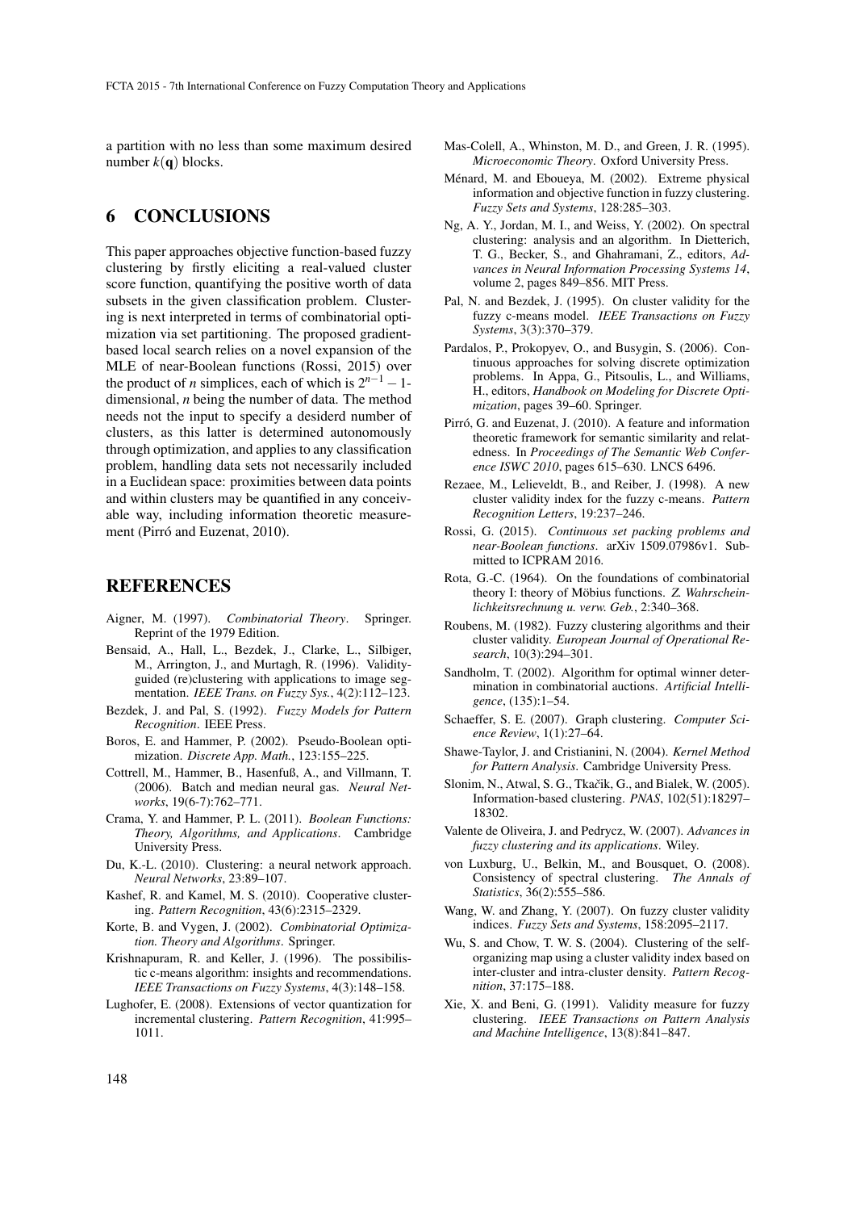a partition with no less than some maximum desired number $k(\mathbf{q})$ blocks.

## 6 CONCLUSIONS

This paper approaches objective function-based fuzzy clustering by firstly eliciting a real-valued cluster score function, quantifying the positive worth of data subsets in the given classification problem. Clustering is next interpreted in terms of combinatorial optimization via set partitioning. The proposed gradient-based local search relies on a novel expansion of the MLE of near-Boolean functions (Rossi, 2015) over the product of $n$ simplices, each of which is $2^{n-1}-1$-dimensional, $n$ being the number of data. The method needs not the input to specify a desiderd number of clusters, as this latter is determined autonomously through optimization, and applies to any classification problem, handling data sets not necessarily included in a Euclidean space: proximities between data points and within clusters may be quantified in any conceivable way, including information theoretic measurement (Pirró and Euzenat, 2010).

## REFERENCES

Aigner, M. (1997). *Combinatorial Theory*. Springer. Reprint of the 1979 Edition.

Bensaid, A., Hall, L., Bezdek, J., Clarke, L., Silbiger, M., Arrington, J., and Murtagh, R. (1996). Validity-guided (re)clustering with applications to image segmentation. *IEEE Trans. on Fuzzy Sys.*, 4(2):112–123.

Bezdek, J. and Pal, S. (1992). *Fuzzy Models for Pattern Recognition*. IEEE Press.

Boros, E. and Hammer, P. (2002). Pseudo-Boolean optimization. *Discrete App. Math.*, 123:155–225.

Cottrell, M., Hammer, B., Hasenfuß, A., and Villmann, T. (2006). Batch and median neural gas. *Neural Networks*, 19(6-7):762–771.

Crama, Y. and Hammer, P. L. (2011). *Boolean Functions: Theory, Algorithms, and Applications*. Cambridge University Press.

Du, K.-L. (2010). Clustering: a neural network approach. *Neural Networks*, 23:89–107.

Kashef, R. and Kamel, M. S. (2010). Cooperative clustering. *Pattern Recognition*, 43(6):2315–2329.

Korte, B. and Vygen, J. (2002). *Combinatorial Optimization. Theory and Algorithms*. Springer.

Krishnapuram, R. and Keller, J. (1996). The possibilistic c-means algorithm: insights and recommendations. *IEEE Transactions on Fuzzy Systems*, 4(3):148–158.

Lughofer, E. (2008). Extensions of vector quantization for incremental clustering. *Pattern Recognition*, 41:995–1011.

Mas-Colell, A., Whinston, M. D., and Green, J. R. (1995). *Microeconomic Theory*. Oxford University Press.

Ménard, M. and Eboueya, M. (2002). Extreme physical information and objective function in fuzzy clustering. *Fuzzy Sets and Systems*, 128:285–303.

Ng, A. Y., Jordan, M. I., and Weiss, Y. (2002). On spectral clustering: analysis and an algorithm. In Dietterich, T. G., Becker, S., and Ghahramani, Z., editors, *Advances in Neural Information Processing Systems 14*, volume 2, pages 849–856. MIT Press.

Pal, N. and Bezdek, J. (1995). On cluster validity for the fuzzy c-means model. *IEEE Transactions on Fuzzy Systems*, 3(3):370–379.

Pardalos, P., Prokopyev, O., and Busygin, S. (2006). Continuous approaches for solving discrete optimization problems. In Appa, G., Pitsoulis, L., and Williams, H., editors, *Handbook on Modeling for Discrete Optimization*, pages 39–60. Springer.

Pirró, G. and Euzenat, J. (2010). A feature and information theoretic framework for semantic similarity and relatedness. In *Proceedings of The Semantic Web Conference ISWC 2010*, pages 615–630. LNCS 6496.

Rezaee, M., Lelieveldt, B., and Reiber, J. (1998). A new cluster validity index for the fuzzy c-means. *Pattern Recognition Letters*, 19:237–246.

Rossi, G. (2015). *Continuous set packing problems and near-Boolean functions*. arXiv 1509.07986v1. Submitted to ICPRAM 2016.

Rota, G.-C. (1964). On the foundations of combinatorial theory I: theory of Möbius functions. *Z. Wahrscheinlichkeitsrechnung u. verw. Geb.*, 2:340–368.

Roubens, M. (1982). Fuzzy clustering algorithms and their cluster validity. *European Journal of Operational Research*, 10(3):294–301.

Sandholm, T. (2002). Algorithm for optimal winner determination in combinatorial auctions. *Artificial Intelligence*, (135):1–54.

Schaeffer, S. E. (2007). Graph clustering. *Computer Science Review*, 1(1):27–64.

Shawe-Taylor, J. and Cristianini, N. (2004). *Kernel Method for Pattern Analysis*. Cambridge University Press.

Slonim, N., Atwal, S. G., Tkačik, G., and Bialek, W. (2005). Information-based clustering. *PNAS*, 102(51):18297–18302.

Valente de Oliveira, J. and Pedrycz, W. (2007). *Advances in fuzzy clustering and its applications*. Wiley.

von Luxburg, U., Belkin, M., and Bousquet, O. (2008). Consistency of spectral clustering. *The Annals of Statistics*, 36(2):555–586.

Wang, W. and Zhang, Y. (2007). On fuzzy cluster validity indices. *Fuzzy Sets and Systems*, 158:2095–2117.

Wu, S. and Chow, T. W. S. (2004). Clustering of the self-organizing map using a cluster validity index based on inter-cluster and intra-cluster density. *Pattern Recognition*, 37:175–188.

Xie, X. and Beni, G. (1991). Validity measure for fuzzy clustering. *IEEE Transactions on Pattern Analysis and Machine Intelligence*, 13(8):841–847.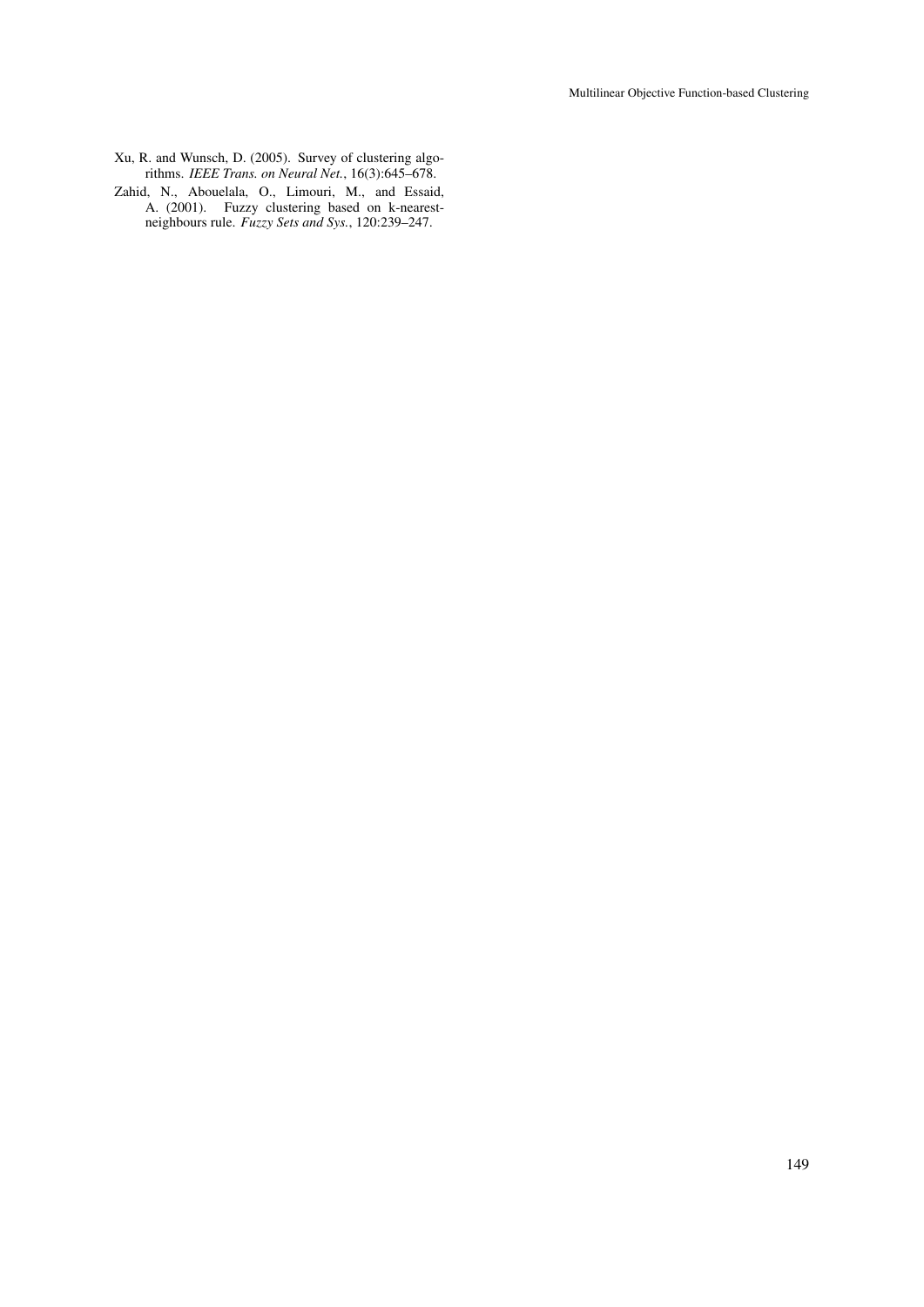Xu, R. and Wunsch, D. (2005). Survey of clustering algorithms. *IEEE Trans. on Neural Net.*, 16(3):645–678.

Zahid, N., Abouelala, O., Limouri, M., and Essaid, A. (2001). Fuzzy clustering based on k-nearest-neighbours rule. *Fuzzy Sets and Sys.*, 120:239–247.